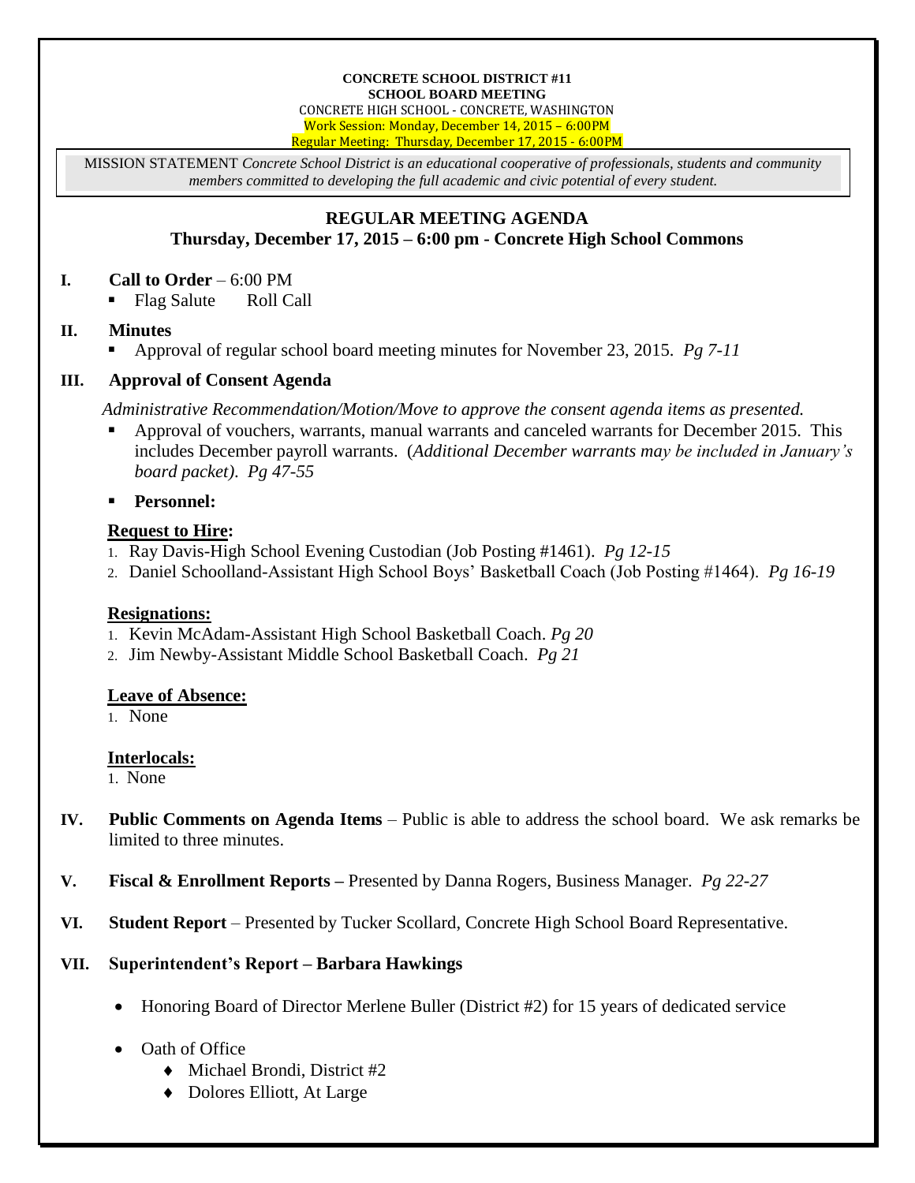**CONCRETE SCHOOL DISTRICT #11**
**SCHOOL BOARD MEETING**
CONCRETE HIGH SCHOOL - CONCRETE, WASHINGTON
Work Session: Monday, December 14, 2015 – 6:00PM
Regular Meeting: Thursday, December 17, 2015 - 6:00PM

MISSION STATEMENT *Concrete School District is an educational cooperative of professionals, students and community members committed to developing the full academic and civic potential of every student.*

## REGULAR MEETING AGENDA
### Thursday, December 17, 2015 – 6:00 pm - Concrete High School Commons

**I. Call to Order** – 6:00 PM

- Flag Salute    Roll Call

**II. Minutes**

- Approval of regular school board meeting minutes for November 23, 2015. *Pg 7-11*

**III. Approval of Consent Agenda**

*Administrative Recommendation/Motion/Move to approve the consent agenda items as presented.*

- Approval of vouchers, warrants, manual warrants and canceled warrants for December 2015. This includes December payroll warrants. (*Additional December warrants may be included in January's board packet*). *Pg 47-55*
- **Personnel:**

**Request to Hire:**

1. Ray Davis-High School Evening Custodian (Job Posting #1461). *Pg 12-15*
2. Daniel Schoolland-Assistant High School Boys' Basketball Coach (Job Posting #1464). *Pg 16-19*

**Resignations:**

1. Kevin McAdam-Assistant High School Basketball Coach. *Pg 20*
2. Jim Newby-Assistant Middle School Basketball Coach. *Pg 21*

**Leave of Absence:**

1. None

**Interlocals:**

1. None

**IV. Public Comments on Agenda Items** – Public is able to address the school board. We ask remarks be limited to three minutes.

**V. Fiscal & Enrollment Reports –** Presented by Danna Rogers, Business Manager. *Pg 22-27*

**VI. Student Report** – Presented by Tucker Scollard, Concrete High School Board Representative.

**VII. Superintendent's Report – Barbara Hawkings**

- Honoring Board of Director Merlene Buller (District #2) for 15 years of dedicated service
- Oath of Office
  - Michael Brondi, District #2
  - Dolores Elliott, At Large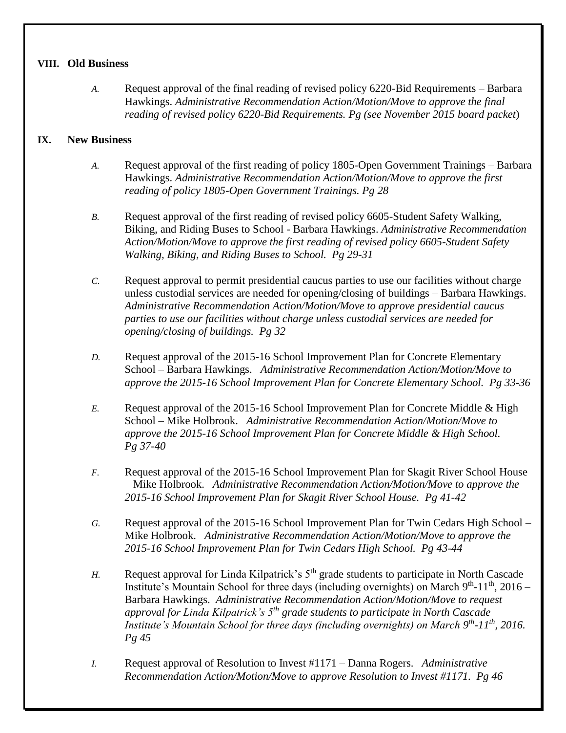## VIII. Old Business

*A.* Request approval of the final reading of revised policy 6220-Bid Requirements – Barbara Hawkings. *Administrative Recommendation Action/Motion/Move to approve the final reading of revised policy 6220-Bid Requirements. Pg (see November 2015 board packet*)

## IX. New Business

*A.* Request approval of the first reading of policy 1805-Open Government Trainings – Barbara Hawkings. *Administrative Recommendation Action/Motion/Move to approve the first reading of policy 1805-Open Government Trainings. Pg 28*

*B.* Request approval of the first reading of revised policy 6605-Student Safety Walking, Biking, and Riding Buses to School - Barbara Hawkings. *Administrative Recommendation Action/Motion/Move to approve the first reading of revised policy 6605-Student Safety Walking, Biking, and Riding Buses to School. Pg 29-31*

*C.* Request approval to permit presidential caucus parties to use our facilities without charge unless custodial services are needed for opening/closing of buildings – Barbara Hawkings. *Administrative Recommendation Action/Motion/Move to approve presidential caucus parties to use our facilities without charge unless custodial services are needed for opening/closing of buildings. Pg 32*

*D.* Request approval of the 2015-16 School Improvement Plan for Concrete Elementary School – Barbara Hawkings. *Administrative Recommendation Action/Motion/Move to approve the 2015-16 School Improvement Plan for Concrete Elementary School. Pg 33-36*

*E.* Request approval of the 2015-16 School Improvement Plan for Concrete Middle & High School – Mike Holbrook. *Administrative Recommendation Action/Motion/Move to approve the 2015-16 School Improvement Plan for Concrete Middle & High School. Pg 37-40*

*F.* Request approval of the 2015-16 School Improvement Plan for Skagit River School House – Mike Holbrook. *Administrative Recommendation Action/Motion/Move to approve the 2015-16 School Improvement Plan for Skagit River School House. Pg 41-42*

*G.* Request approval of the 2015-16 School Improvement Plan for Twin Cedars High School – Mike Holbrook. *Administrative Recommendation Action/Motion/Move to approve the 2015-16 School Improvement Plan for Twin Cedars High School. Pg 43-44*

*H.* Request approval for Linda Kilpatrick's 5th grade students to participate in North Cascade Institute's Mountain School for three days (including overnights) on March 9th-11th, 2016 – Barbara Hawkings. *Administrative Recommendation Action/Motion/Move to request approval for Linda Kilpatrick's 5th grade students to participate in North Cascade Institute's Mountain School for three days (including overnights) on March 9th-11th, 2016. Pg 45*

*I.* Request approval of Resolution to Invest #1171 – Danna Rogers. *Administrative Recommendation Action/Motion/Move to approve Resolution to Invest #1171. Pg 46*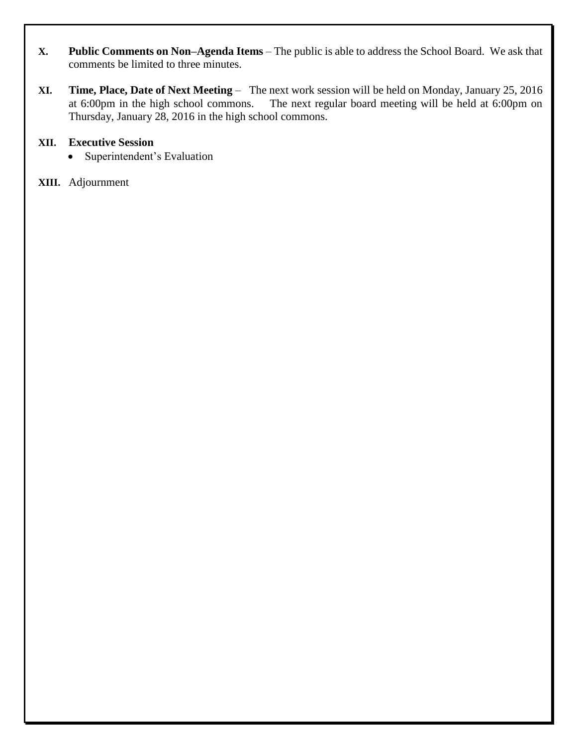**X. Public Comments on Non–Agenda Items** – The public is able to address the School Board. We ask that comments be limited to three minutes.

**XI. Time, Place, Date of Next Meeting** – The next work session will be held on Monday, January 25, 2016 at 6:00pm in the high school commons. The next regular board meeting will be held at 6:00pm on Thursday, January 28, 2016 in the high school commons.

**XII. Executive Session**

- Superintendent's Evaluation

**XIII.** Adjournment